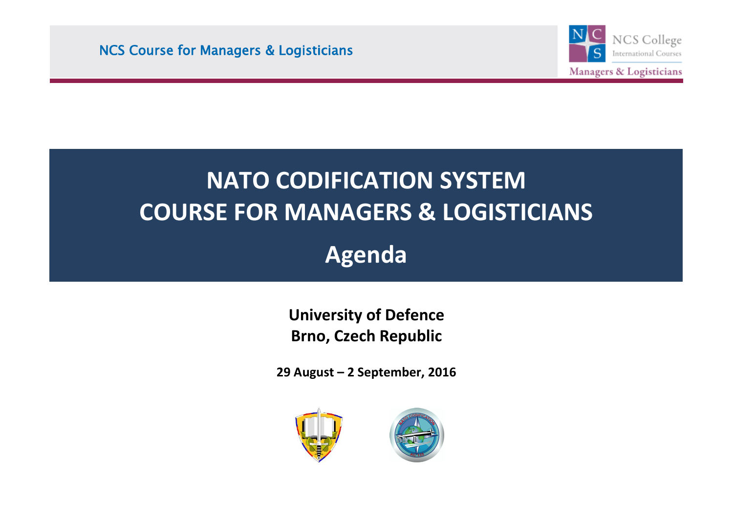# NATO CODIFICATION SYSTEM
# COURSE FOR MANAGERS & LOGISTICIANS

## Agenda

**University of Defence**
**Brno, Czech Republic**

**29 August – 2 September, 2016**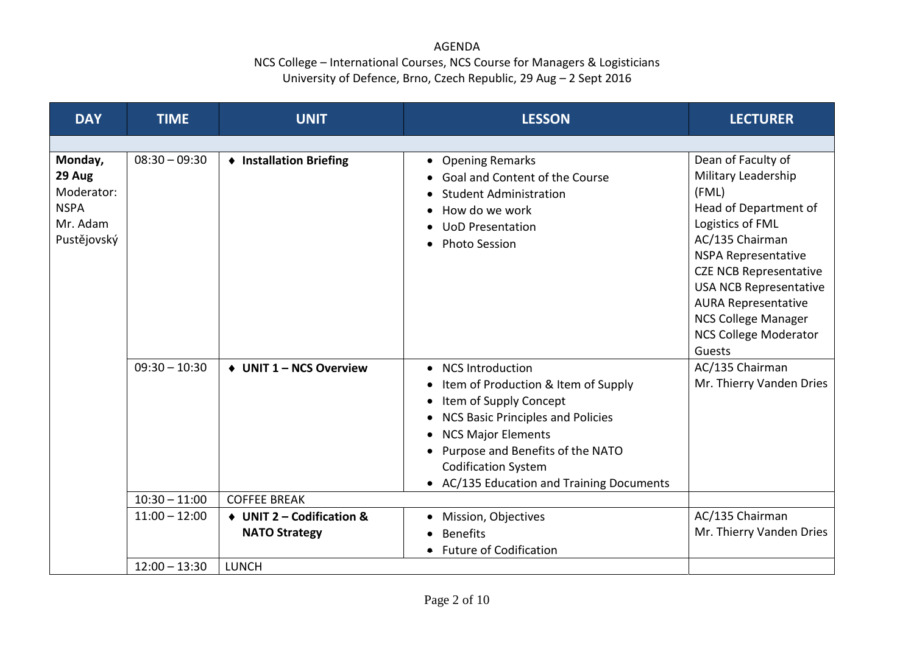AGENDA
NCS College – International Courses, NCS Course for Managers & Logisticians
University of Defence, Brno, Czech Republic, 29 Aug – 2 Sept 2016

| DAY | TIME | UNIT | LESSON | LECTURER |
|---|---|---|---|---|
| **Monday, 29 Aug** Moderator: NSPA Mr. Adam Pustějovský | 08:30 – 09:30 | ♦ **Installation Briefing** | • Opening Remarks<br>• Goal and Content of the Course<br>• Student Administration<br>• How do we work<br>• UoD Presentation<br>• Photo Session | Dean of Faculty of Military Leadership (FML)<br>Head of Department of Logistics of FML<br>AC/135 Chairman<br>NSPA Representative<br>CZE NCB Representative<br>USA NCB Representative<br>AURA Representative<br>NCS College Manager<br>NCS College Moderator<br>Guests |
| | 09:30 – 10:30 | ♦ **UNIT 1 – NCS Overview** | • NCS Introduction<br>• Item of Production & Item of Supply<br>• Item of Supply Concept<br>• NCS Basic Principles and Policies<br>• NCS Major Elements<br>• Purpose and Benefits of the NATO Codification System<br>• AC/135 Education and Training Documents | AC/135 Chairman<br>Mr. Thierry Vanden Dries |
| | 10:30 – 11:00 | COFFEE BREAK | | |
| | 11:00 – 12:00 | ♦ **UNIT 2 – Codification & NATO Strategy** | • Mission, Objectives<br>• Benefits<br>• Future of Codification | AC/135 Chairman<br>Mr. Thierry Vanden Dries |
| | 12:00 – 13:30 | LUNCH | | |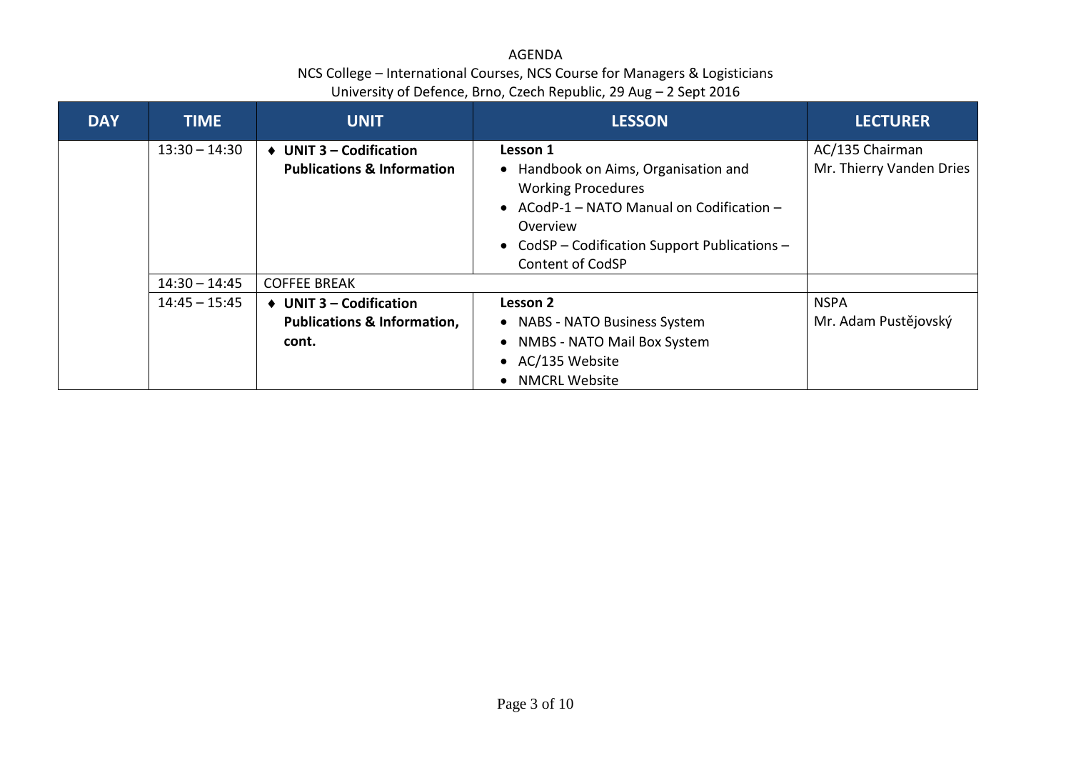AGENDA

NCS College – International Courses, NCS Course for Managers & Logisticians

University of Defence, Brno, Czech Republic, 29 Aug – 2 Sept 2016

| DAY | TIME | UNIT | LESSON | LECTURER |
|---|---|---|---|---|
| | 13:30 – 14:30 | ♦ **UNIT 3 – Codification Publications & Information** | **Lesson 1**<br>• Handbook on Aims, Organisation and Working Procedures<br>• ACodP-1 – NATO Manual on Codification – Overview<br>• CodSP – Codification Support Publications – Content of CodSP | AC/135 Chairman<br>Mr. Thierry Vanden Dries |
| | 14:30 – 14:45 | COFFEE BREAK | | |
| | 14:45 – 15:45 | ♦ **UNIT 3 – Codification Publications & Information, cont.** | **Lesson 2**<br>• NABS - NATO Business System<br>• NMBS - NATO Mail Box System<br>• AC/135 Website<br>• NMCRL Website | NSPA<br>Mr. Adam Pustějovský |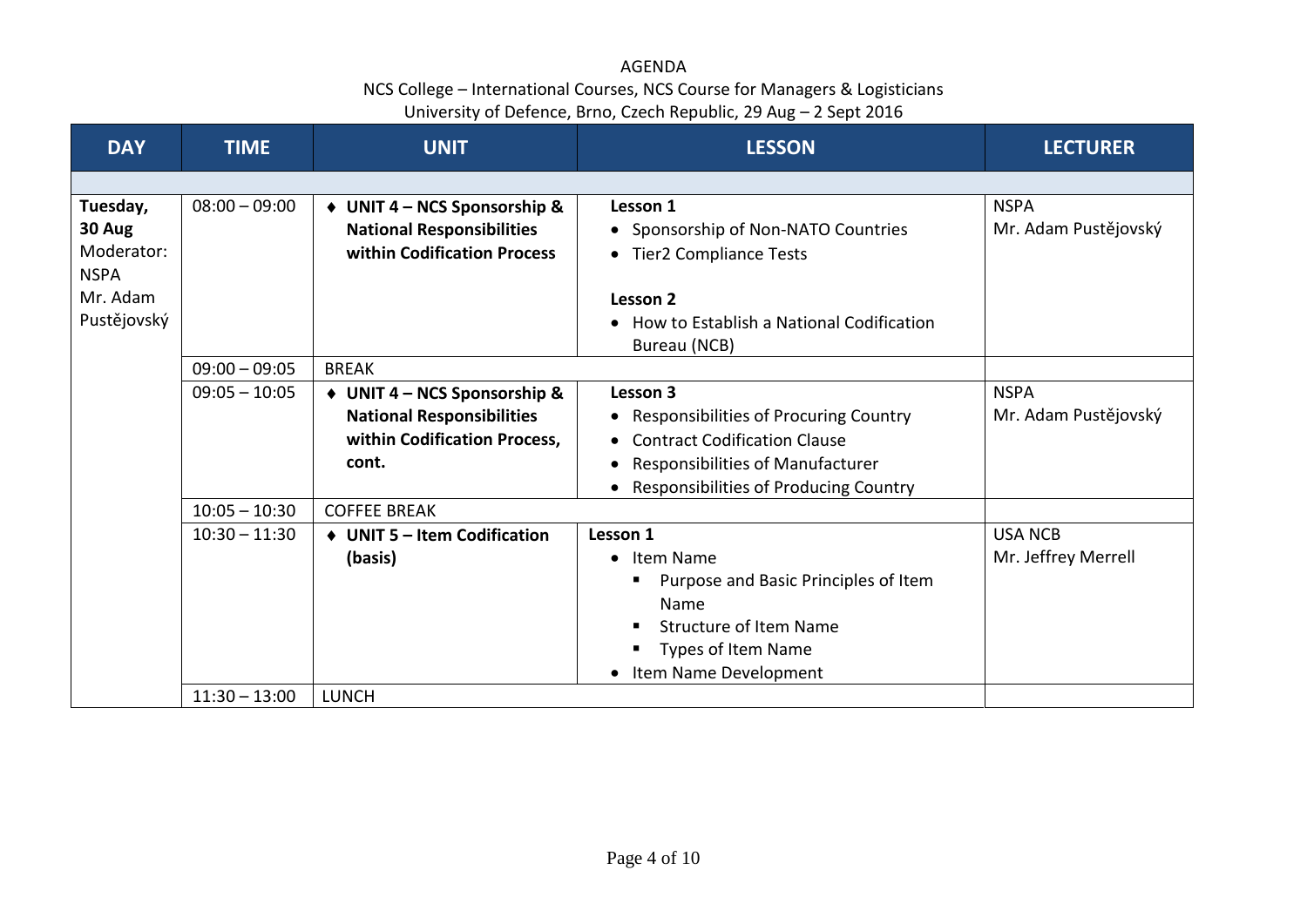AGENDA

NCS College – International Courses, NCS Course for Managers & Logisticians

University of Defence, Brno, Czech Republic, 29 Aug – 2 Sept 2016

| DAY | TIME | UNIT | LESSON | LECTURER |
|---|---|---|---|---|
| | | | | |
| **Tuesday, 30 Aug** Moderator: NSPA Mr. Adam Pustějovský | 08:00 – 09:00 | ♦ **UNIT 4 – NCS Sponsorship & National Responsibilities within Codification Process** | **Lesson 1**<br>• Sponsorship of Non-NATO Countries<br>• Tier2 Compliance Tests<br><br>**Lesson 2**<br>• How to Establish a National Codification Bureau (NCB) | NSPA<br>Mr. Adam Pustějovský |
| | 09:00 – 09:05 | BREAK | | |
| | 09:05 – 10:05 | ♦ **UNIT 4 – NCS Sponsorship & National Responsibilities within Codification Process, cont.** | **Lesson 3**<br>• Responsibilities of Procuring Country<br>• Contract Codification Clause<br>• Responsibilities of Manufacturer<br>• Responsibilities of Producing Country | NSPA<br>Mr. Adam Pustějovský |
| | 10:05 – 10:30 | COFFEE BREAK | | |
| | 10:30 – 11:30 | ♦ **UNIT 5 – Item Codification (basis)** | **Lesson 1**<br>• Item Name<br>▪ Purpose and Basic Principles of Item Name<br>▪ Structure of Item Name<br>▪ Types of Item Name<br>• Item Name Development | USA NCB<br>Mr. Jeffrey Merrell |
| | 11:30 – 13:00 | LUNCH | | |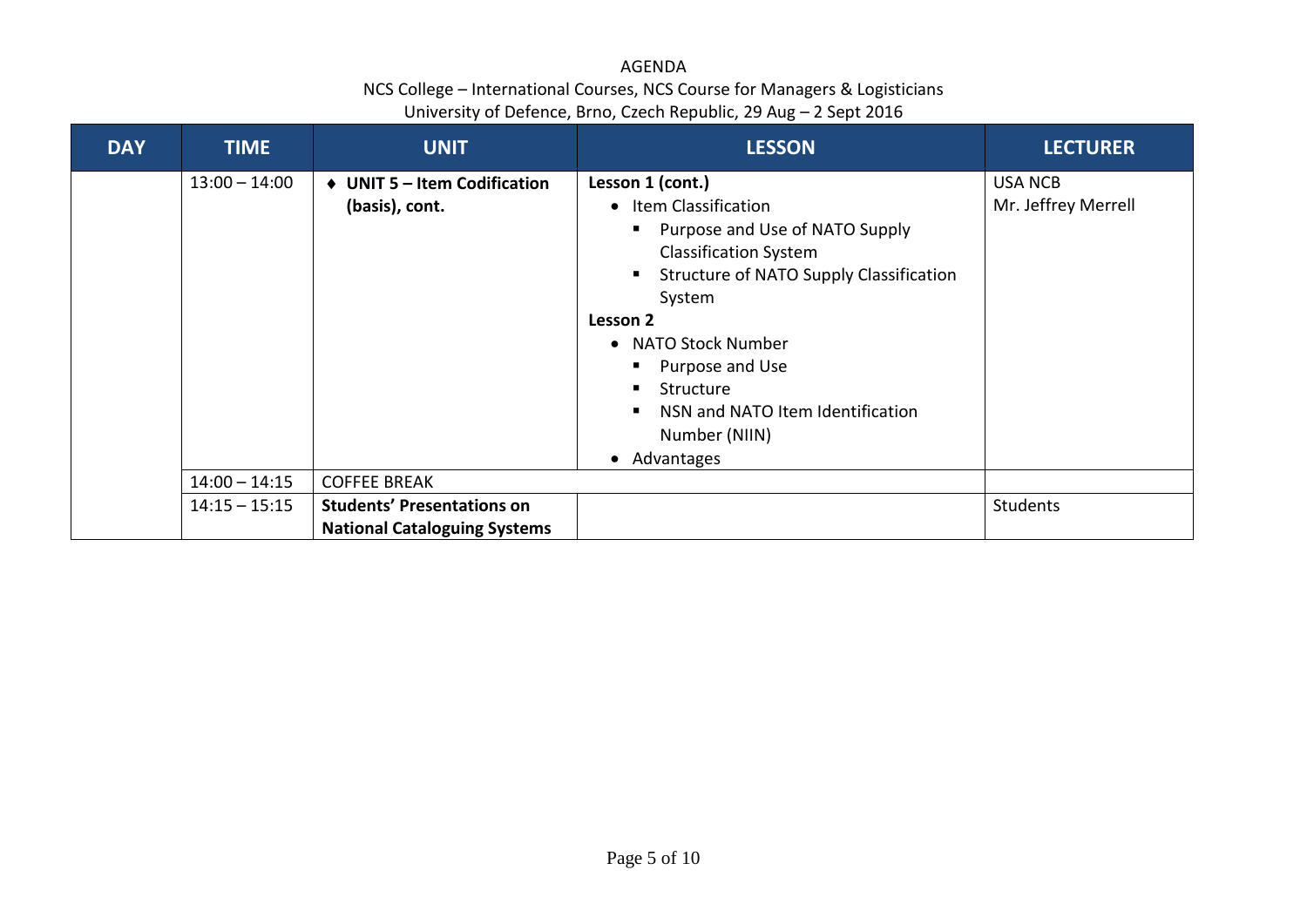AGENDA

NCS College – International Courses, NCS Course for Managers & Logisticians

University of Defence, Brno, Czech Republic, 29 Aug – 2 Sept 2016

| DAY | TIME | UNIT | LESSON | LECTURER |
|---|---|---|---|---|
| | 13:00 – 14:00 | ♦ **UNIT 5 – Item Codification (basis), cont.** | **Lesson 1 (cont.)**<br>• Item Classification<br>▪ Purpose and Use of NATO Supply Classification System<br>▪ Structure of NATO Supply Classification System<br>**Lesson 2**<br>• NATO Stock Number<br>▪ Purpose and Use<br>▪ Structure<br>▪ NSN and NATO Item Identification Number (NIIN)<br>• Advantages | USA NCB<br>Mr. Jeffrey Merrell |
| | 14:00 – 14:15 | COFFEE BREAK | | |
| | 14:15 – 15:15 | **Students' Presentations on National Cataloguing Systems** | | Students |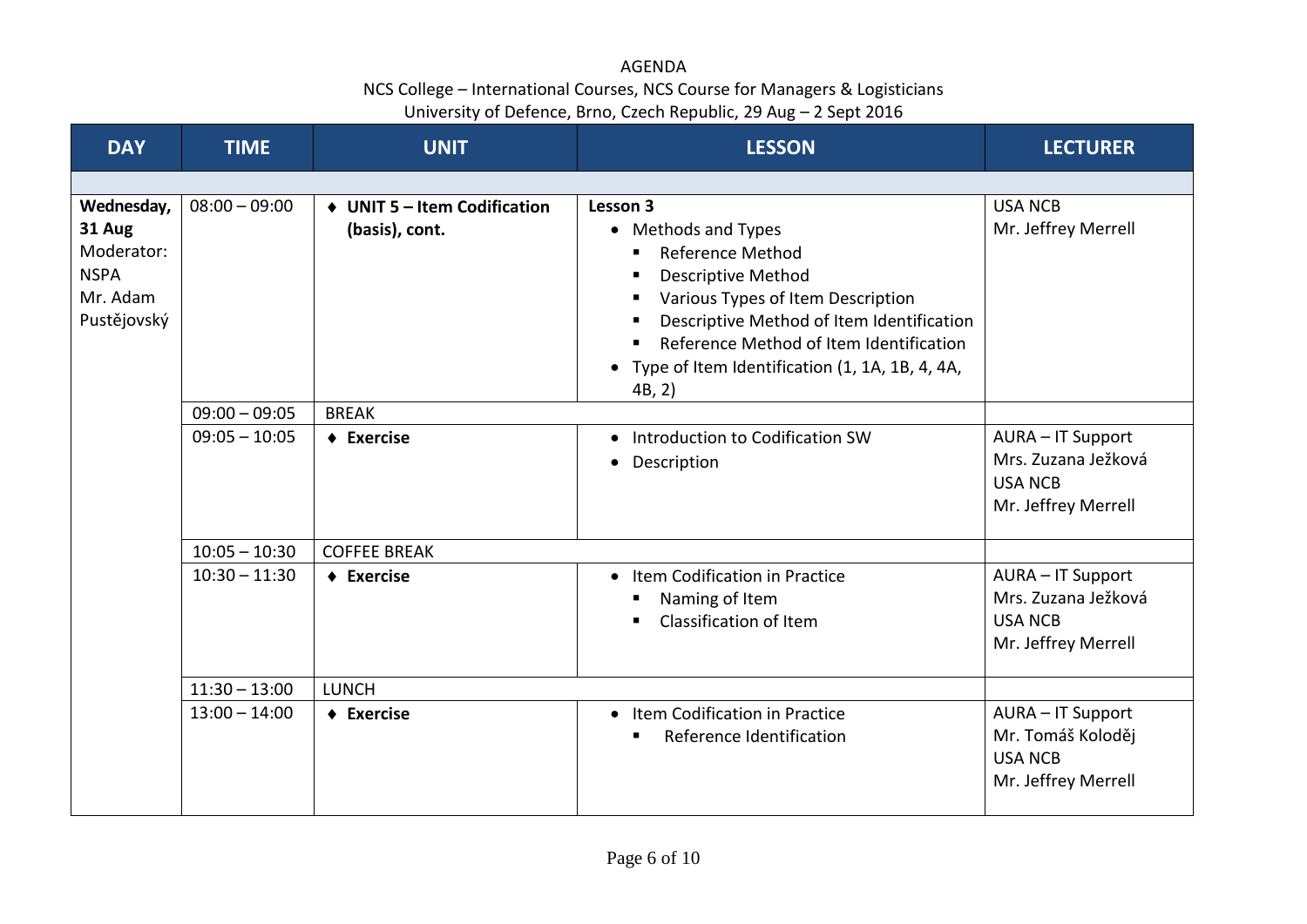AGENDA

NCS College – International Courses, NCS Course for Managers & Logisticians

University of Defence, Brno, Czech Republic, 29 Aug – 2 Sept 2016

| DAY | TIME | UNIT | LESSON | LECTURER |
|---|---|---|---|---|
| | | | | |
| **Wednesday, 31 Aug** Moderator: NSPA Mr. Adam Pustějovský | 08:00 – 09:00 | ♦ **UNIT 5 – Item Codification (basis), cont.** | **Lesson 3** <br>• Methods and Types <br>&nbsp;&nbsp;▪ Reference Method <br>&nbsp;&nbsp;▪ Descriptive Method <br>&nbsp;&nbsp;▪ Various Types of Item Description <br>&nbsp;&nbsp;▪ Descriptive Method of Item Identification <br>&nbsp;&nbsp;▪ Reference Method of Item Identification <br>• Type of Item Identification (1, 1A, 1B, 4, 4A, 4B, 2) | USA NCB <br>Mr. Jeffrey Merrell |
| | 09:00 – 09:05 | BREAK | | |
| | 09:05 – 10:05 | ♦ **Exercise** | • Introduction to Codification SW <br>• Description | AURA – IT Support <br>Mrs. Zuzana Ježková <br>USA NCB <br>Mr. Jeffrey Merrell |
| | 10:05 – 10:30 | COFFEE BREAK | | |
| | 10:30 – 11:30 | ♦ **Exercise** | • Item Codification in Practice <br>&nbsp;&nbsp;▪ Naming of Item <br>&nbsp;&nbsp;▪ Classification of Item | AURA – IT Support <br>Mrs. Zuzana Ježková <br>USA NCB <br>Mr. Jeffrey Merrell |
| | 11:30 – 13:00 | LUNCH | | |
| | 13:00 – 14:00 | ♦ **Exercise** | • Item Codification in Practice <br>&nbsp;&nbsp;▪ Reference Identification | AURA – IT Support <br>Mr. Tomáš Koloděj <br>USA NCB <br>Mr. Jeffrey Merrell |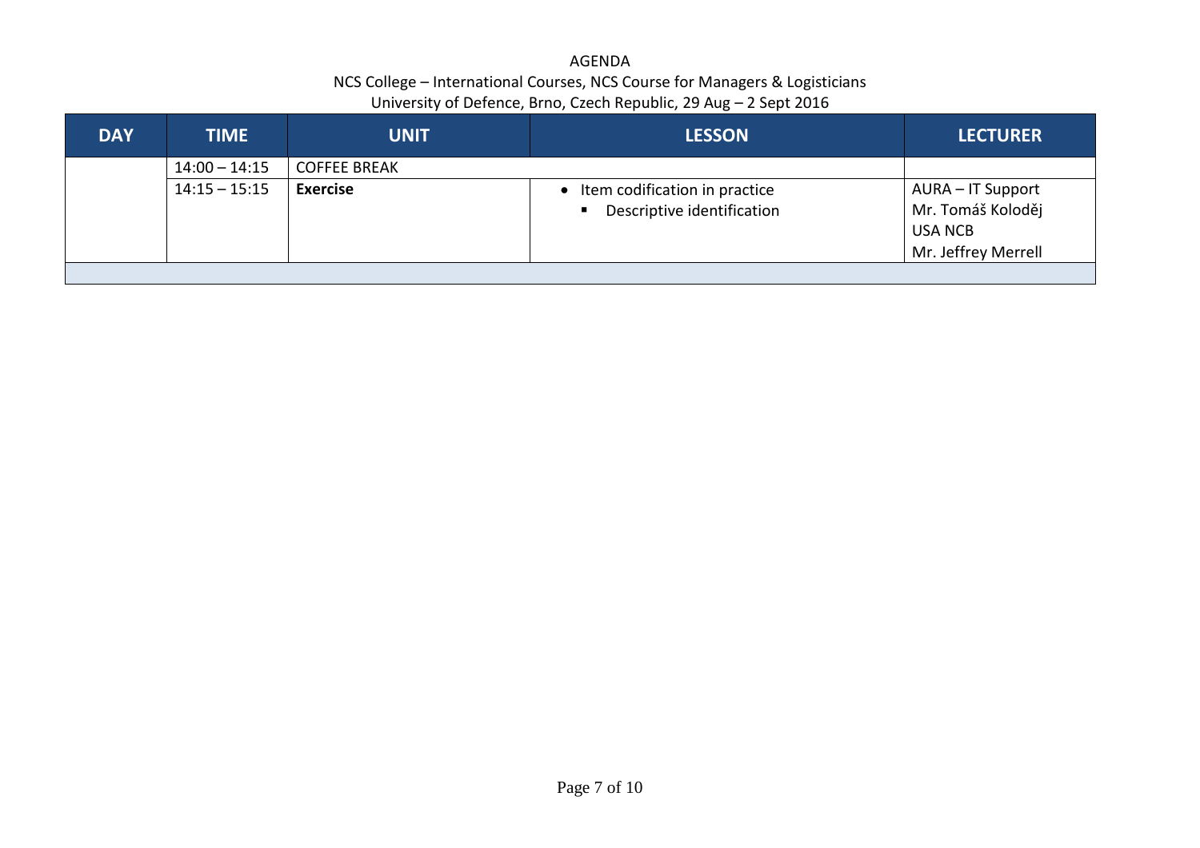AGENDA

NCS College – International Courses, NCS Course for Managers & Logisticians

University of Defence, Brno, Czech Republic, 29 Aug – 2 Sept 2016

| DAY | TIME | UNIT | LESSON | LECTURER |
|---|---|---|---|---|
| | 14:00 – 14:15 | COFFEE BREAK | | |
| | 14:15 – 15:15 | **Exercise** | • Item codification in practice<br>▪ Descriptive identification | AURA – IT Support<br>Mr. Tomáš Koloděj<br>USA NCB<br>Mr. Jeffrey Merrell |
| | | | | |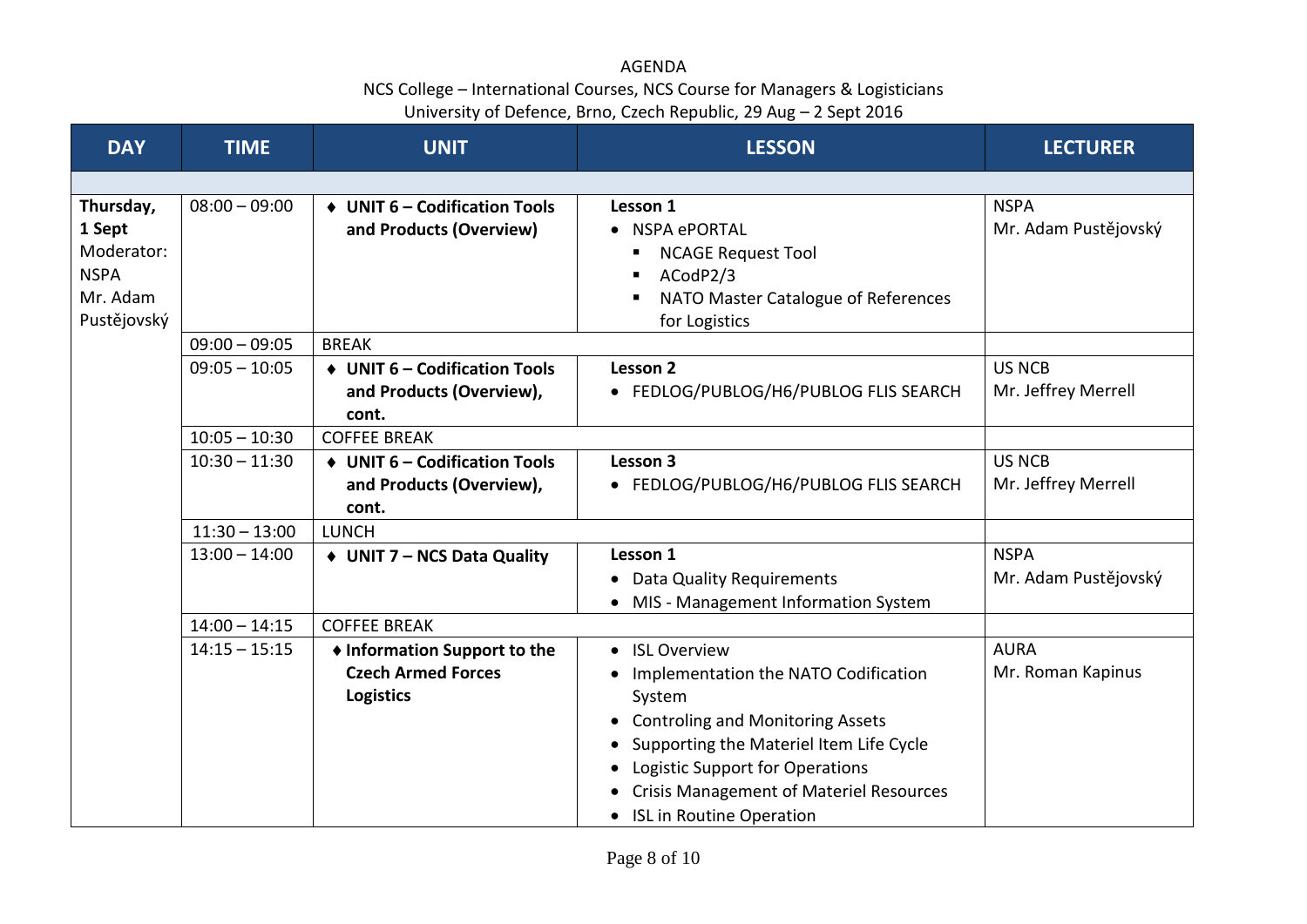AGENDA

NCS College – International Courses, NCS Course for Managers & Logisticians

University of Defence, Brno, Czech Republic, 29 Aug – 2 Sept 2016

| DAY | TIME | UNIT | LESSON | LECTURER |
|---|---|---|---|---|
| | | | | |
| **Thursday, 1 Sept**<br>Moderator:<br>NSPA<br>Mr. Adam Pustějovský | 08:00 – 09:00 | ♦ **UNIT 6 – Codification Tools and Products (Overview)** | **Lesson 1**<br>• NSPA ePORTAL<br>▪ NCAGE Request Tool<br>▪ ACodP2/3<br>▪ NATO Master Catalogue of References for Logistics | NSPA<br>Mr. Adam Pustějovský |
| | 09:00 – 09:05 | BREAK | | |
| | 09:05 – 10:05 | ♦ **UNIT 6 – Codification Tools and Products (Overview), cont.** | **Lesson 2**<br>• FEDLOG/PUBLOG/H6/PUBLOG FLIS SEARCH | US NCB<br>Mr. Jeffrey Merrell |
| | 10:05 – 10:30 | COFFEE BREAK | | |
| | 10:30 – 11:30 | ♦ **UNIT 6 – Codification Tools and Products (Overview), cont.** | **Lesson 3**<br>• FEDLOG/PUBLOG/H6/PUBLOG FLIS SEARCH | US NCB<br>Mr. Jeffrey Merrell |
| | 11:30 – 13:00 | LUNCH | | |
| | 13:00 – 14:00 | ♦ **UNIT 7 – NCS Data Quality** | **Lesson 1**<br>• Data Quality Requirements<br>• MIS - Management Information System | NSPA<br>Mr. Adam Pustějovský |
| | 14:00 – 14:15 | COFFEE BREAK | | |
| | 14:15 – 15:15 | ♦ **Information Support to the Czech Armed Forces Logistics** | • ISL Overview<br>• Implementation the NATO Codification System<br>• Controling and Monitoring Assets<br>• Supporting the Materiel Item Life Cycle<br>• Logistic Support for Operations<br>• Crisis Management of Materiel Resources<br>• ISL in Routine Operation | AURA<br>Mr. Roman Kapinus |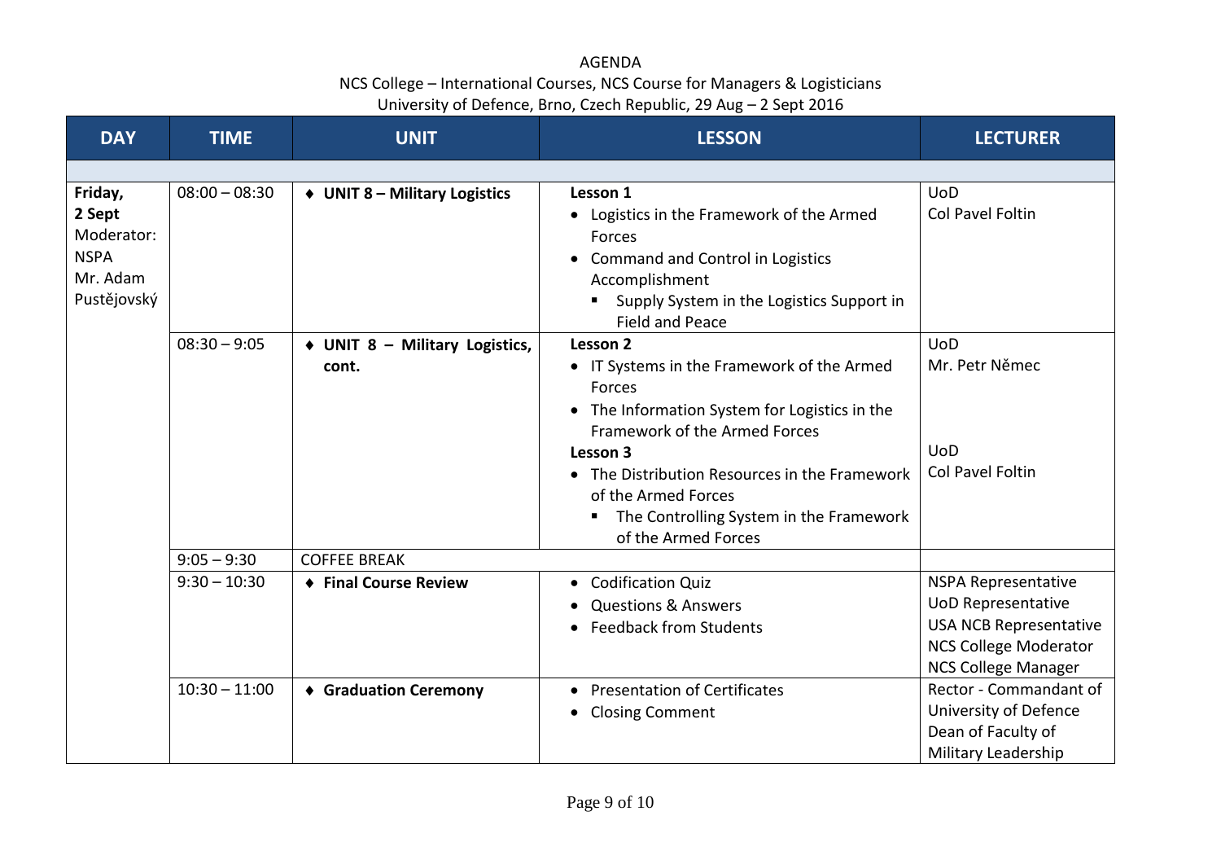AGENDA

NCS College – International Courses, NCS Course for Managers & Logisticians

University of Defence, Brno, Czech Republic, 29 Aug – 2 Sept 2016

| DAY | TIME | UNIT | LESSON | LECTURER |
|---|---|---|---|---|
| **Friday, 2 Sept** Moderator: NSPA Mr. Adam Pustějovský | 08:00 – 08:30 | ♦ **UNIT 8 – Military Logistics** | **Lesson 1**<br>• Logistics in the Framework of the Armed Forces<br>• Command and Control in Logistics Accomplishment<br>&nbsp;&nbsp;▪ Supply System in the Logistics Support in Field and Peace | UoD<br>Col Pavel Foltin |
| | 08:30 – 9:05 | ♦ **UNIT 8 – Military Logistics, cont.** | **Lesson 2**<br>• IT Systems in the Framework of the Armed Forces<br>• The Information System for Logistics in the Framework of the Armed Forces<br>**Lesson 3**<br>• The Distribution Resources in the Framework of the Armed Forces<br>&nbsp;&nbsp;▪ The Controlling System in the Framework of the Armed Forces | UoD<br>Mr. Petr Němec<br><br>UoD<br>Col Pavel Foltin |
| | 9:05 – 9:30 | COFFEE BREAK | | |
| | 9:30 – 10:30 | ♦ **Final Course Review** | • Codification Quiz<br>• Questions & Answers<br>• Feedback from Students | NSPA Representative<br>UoD Representative<br>USA NCB Representative<br>NCS College Moderator<br>NCS College Manager |
| | 10:30 – 11:00 | ♦ **Graduation Ceremony** | • Presentation of Certificates<br>• Closing Comment | Rector - Commandant of University of Defence<br>Dean of Faculty of Military Leadership |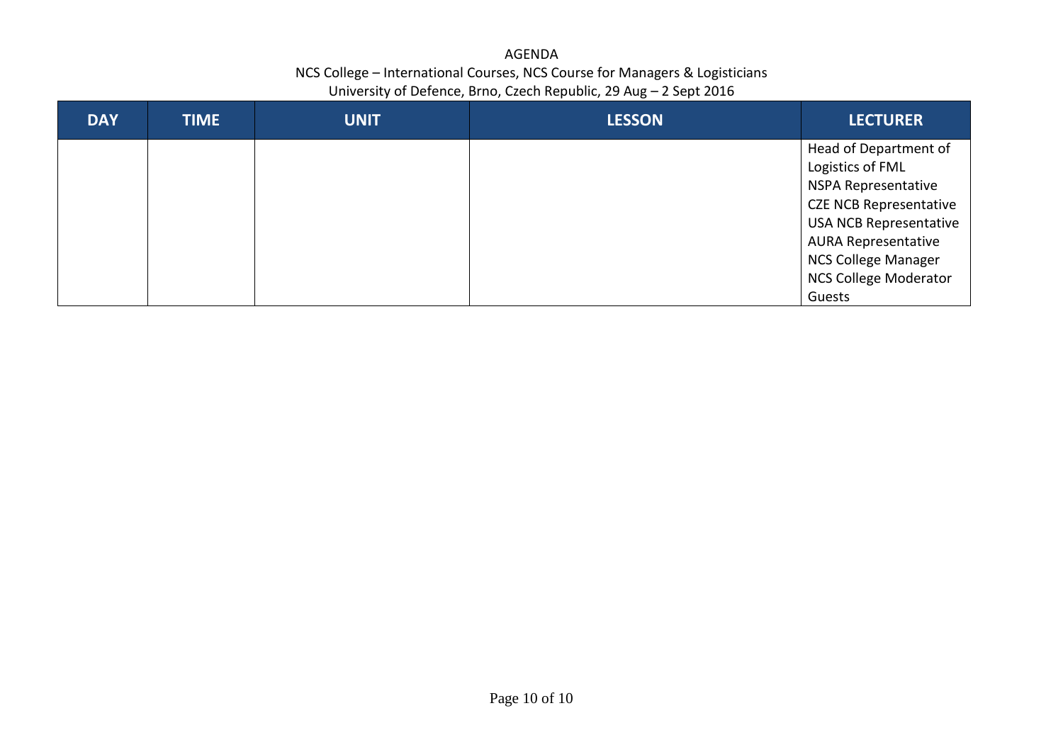AGENDA

NCS College – International Courses, NCS Course for Managers & Logisticians

University of Defence, Brno, Czech Republic, 29 Aug – 2 Sept 2016

| DAY | TIME | UNIT | LESSON | LECTURER |
|---|---|---|---|---|
| | | | | Head of Department of Logistics of FML<br>NSPA Representative<br>CZE NCB Representative<br>USA NCB Representative<br>AURA Representative<br>NCS College Manager<br>NCS College Moderator<br>Guests |